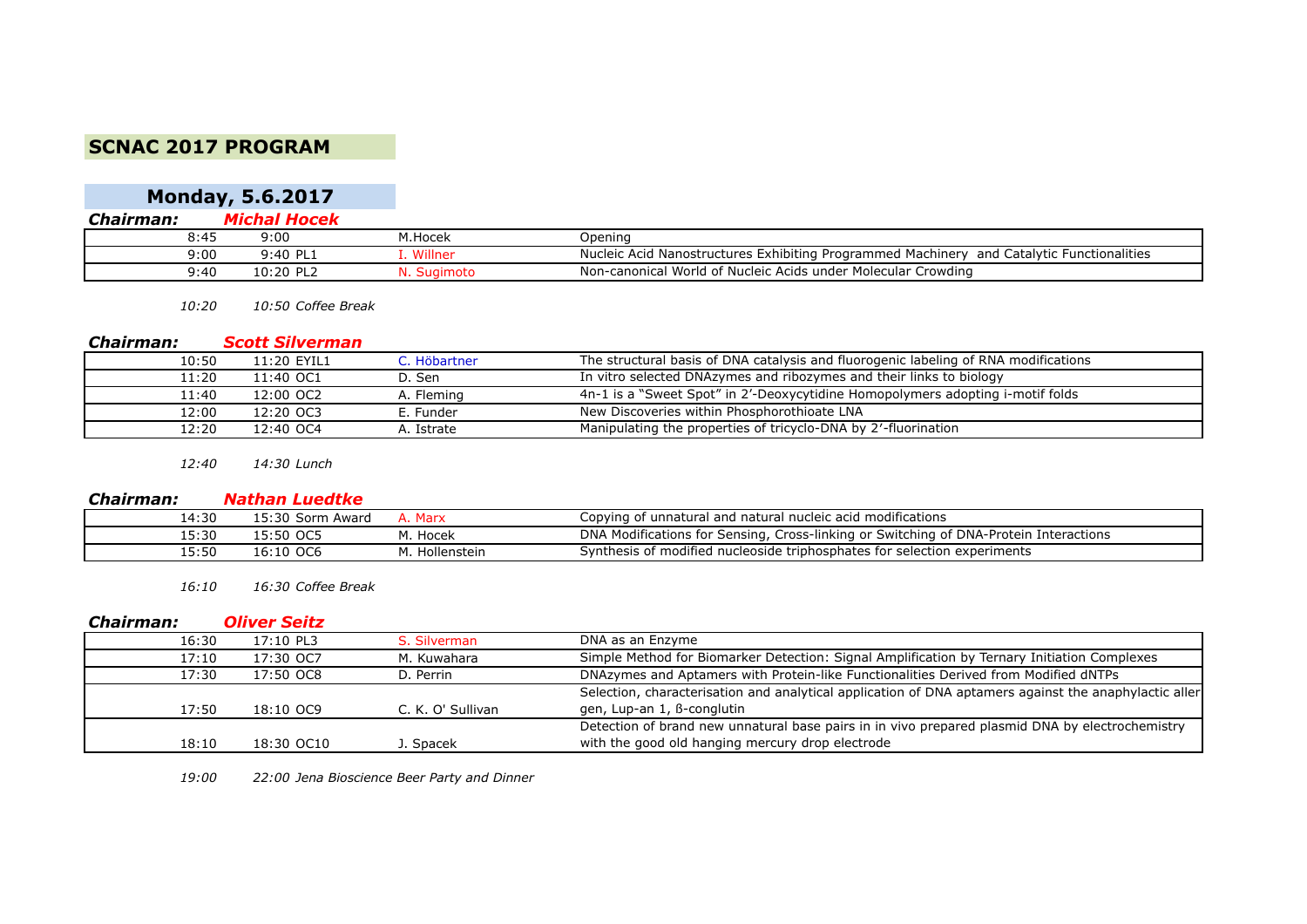# SCNAC 2017 PROGRAM

## Monday, 5.6.2017

***Chairman:*** ***Michal Hocek***

| Start | End | Speaker | Title |
|---|---|---|---|
| 8:45 | 9:00 | M.Hocek | Opening |
| 9:00 | 9:40 PL1 | I. Willner | Nucleic Acid Nanostructures Exhibiting Programmed Machinery and Catalytic Functionalities |
| 9:40 | 10:20 PL2 | N. Sugimoto | Non-canonical World of Nucleic Acids under Molecular Crowding |

*10:20 10:50 Coffee Break*

***Chairman:*** ***Scott Silverman***

| Start | End | Speaker | Title |
|---|---|---|---|
| 10:50 | 11:20 EYIL1 | C. Höbartner | The structural basis of DNA catalysis and fluorogenic labeling of RNA modifications |
| 11:20 | 11:40 OC1 | D. Sen | In vitro selected DNAzymes and ribozymes and their links to biology |
| 11:40 | 12:00 OC2 | A. Fleming | 4n-1 is a "Sweet Spot" in 2'-Deoxycytidine Homopolymers adopting i-motif folds |
| 12:00 | 12:20 OC3 | E. Funder | New Discoveries within Phosphorothioate LNA |
| 12:20 | 12:40 OC4 | A. Istrate | Manipulating the properties of tricyclo-DNA by 2'-fluorination |

*12:40 14:30 Lunch*

***Chairman:*** ***Nathan Luedtke***

| Start | End | Speaker | Title |
|---|---|---|---|
| 14:30 | 15:30 Sorm Award | A. Marx | Copying of unnatural and natural nucleic acid modifications |
| 15:30 | 15:50 OC5 | M. Hocek | DNA Modifications for Sensing, Cross-linking or Switching of DNA-Protein Interactions |
| 15:50 | 16:10 OC6 | M. Hollenstein | Synthesis of modified nucleoside triphosphates for selection experiments |

*16:10 16:30 Coffee Break*

***Chairman:*** ***Oliver Seitz***

| Start | End | Speaker | Title |
|---|---|---|---|
| 16:30 | 17:10 PL3 | S. Silverman | DNA as an Enzyme |
| 17:10 | 17:30 OC7 | M. Kuwahara | Simple Method for Biomarker Detection: Signal Amplification by Ternary Initiation Complexes |
| 17:30 | 17:50 OC8 | D. Perrin | DNAzymes and Aptamers with Protein-like Functionalities Derived from Modified dNTPs |
| 17:50 | 18:10 OC9 | C. K. O' Sullivan | Selection, characterisation and analytical application of DNA aptamers against the anaphylactic allergen, Lup-an 1, ß-conglutin |
| 18:10 | 18:30 OC10 | J. Spacek | Detection of brand new unnatural base pairs in in vivo prepared plasmid DNA by electrochemistry with the good old hanging mercury drop electrode |

*19:00 22:00 Jena Bioscience Beer Party and Dinner*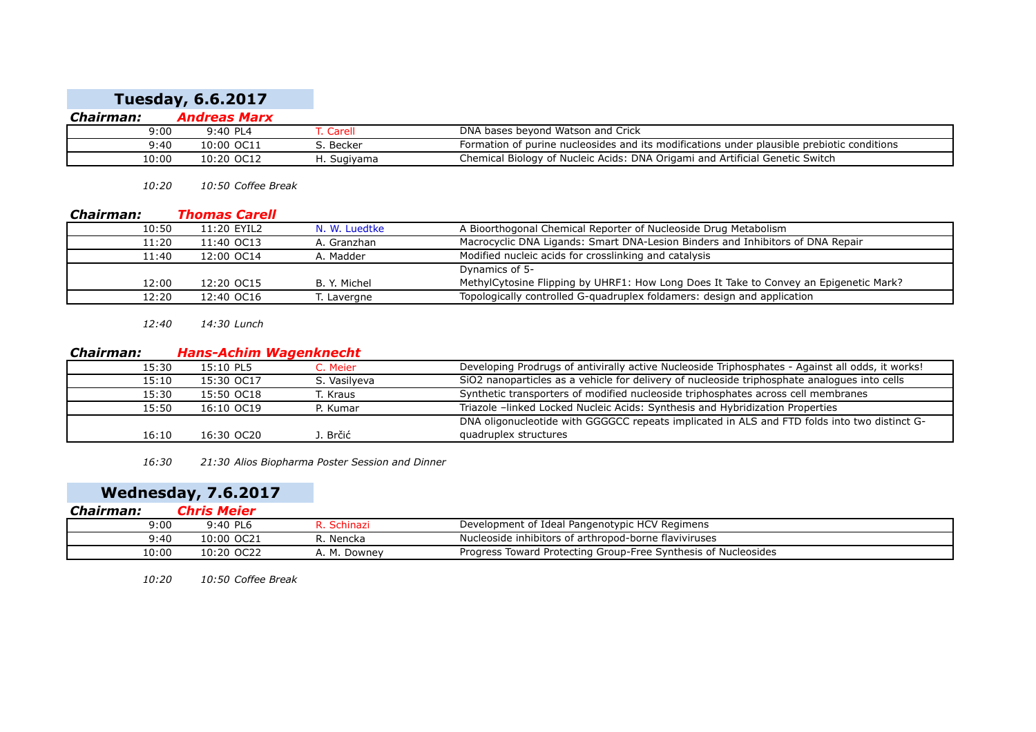## Tuesday, 6.6.2017

***Chairman:*** ***Andreas Marx***

| Start | End | Code | Speaker | Title |
|---|---|---|---|---|
| 9:00 | 9:40 | PL4 | T. Carell | DNA bases beyond Watson and Crick |
| 9:40 | 10:00 | OC11 | S. Becker | Formation of purine nucleosides and its modifications under plausible prebiotic conditions |
| 10:00 | 10:20 | OC12 | H. Sugiyama | Chemical Biology of Nucleic Acids: DNA Origami and Artificial Genetic Switch |

*10:20 10:50 Coffee Break*

***Chairman:*** ***Thomas Carell***

| Start | End | Code | Speaker | Title |
|---|---|---|---|---|
| 10:50 | 11:20 | EYIL2 | N. W. Luedtke | A Bioorthogonal Chemical Reporter of Nucleoside Drug Metabolism |
| 11:20 | 11:40 | OC13 | A. Granzhan | Macrocyclic DNA Ligands: Smart DNA-Lesion Binders and Inhibitors of DNA Repair |
| 11:40 | 12:00 | OC14 | A. Madder | Modified nucleic acids for crosslinking and catalysis |
| 12:00 | 12:20 | OC15 | B. Y. Michel | Dynamics of 5-MethylCytosine Flipping by UHRF1: How Long Does It Take to Convey an Epigenetic Mark? |
| 12:20 | 12:40 | OC16 | T. Lavergne | Topologically controlled G-quadruplex foldamers: design and application |

*12:40 14:30 Lunch*

***Chairman:*** ***Hans-Achim Wagenknecht***

| Start | End | Code | Speaker | Title |
|---|---|---|---|---|
| 15:30 | 15:10 | PL5 | C. Meier | Developing Prodrugs of antivirally active Nucleoside Triphosphates - Against all odds, it works! |
| 15:10 | 15:30 | OC17 | S. Vasilyeva | SiO2 nanoparticles as a vehicle for delivery of nucleoside triphosphate analogues into cells |
| 15:30 | 15:50 | OC18 | T. Kraus | Synthetic transporters of modified nucleoside triphosphates across cell membranes |
| 15:50 | 16:10 | OC19 | P. Kumar | Triazole –linked Locked Nucleic Acids: Synthesis and Hybridization Properties |
| 16:10 | 16:30 | OC20 | J. Brčić | DNA oligonucleotide with GGGGCC repeats implicated in ALS and FTD folds into two distinct G-quadruplex structures |

*16:30 21:30 Alios Biopharma Poster Session and Dinner*

## Wednesday, 7.6.2017

***Chairman:*** ***Chris Meier***

| Start | End | Code | Speaker | Title |
|---|---|---|---|---|
| 9:00 | 9:40 | PL6 | R. Schinazi | Development of Ideal Pangenotypic HCV Regimens |
| 9:40 | 10:00 | OC21 | R. Nencka | Nucleoside inhibitors of arthropod-borne flaviviruses |
| 10:00 | 10:20 | OC22 | A. M. Downey | Progress Toward Protecting Group-Free Synthesis of Nucleosides |

*10:20 10:50 Coffee Break*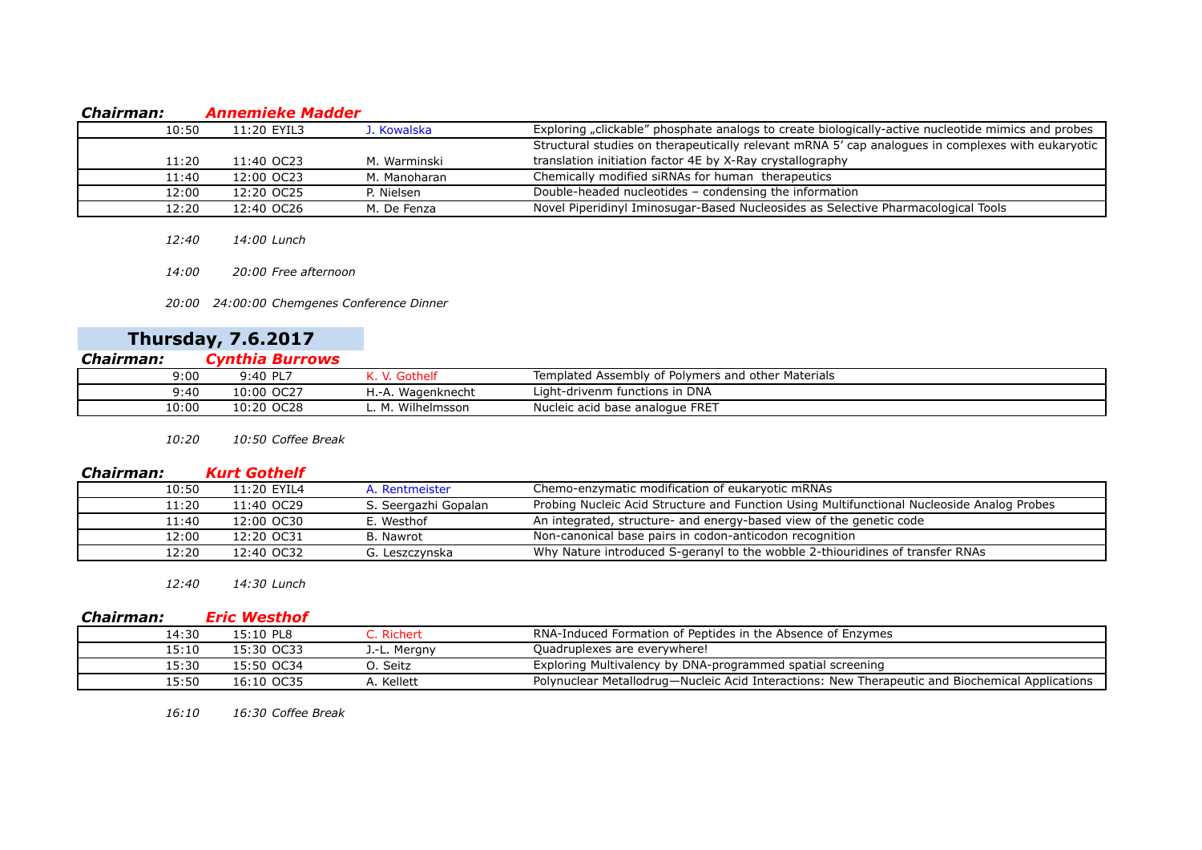***Chairman:*** ***Annemieke Madder***

| Start | End | Speaker | Title |
|---|---|---|---|
| 10:50 | 11:20 EYIL3 | J. Kowalska | Exploring „clickable" phosphate analogs to create biologically-active nucleotide mimics and probes |
| 11:20 | 11:40 OC23 | M. Warminski | Structural studies on therapeutically relevant mRNA 5' cap analogues in complexes with eukaryotic translation initiation factor 4E by X-Ray crystallography |
| 11:40 | 12:00 OC23 | M. Manoharan | Chemically modified siRNAs for human therapeutics |
| 12:00 | 12:20 OC25 | P. Nielsen | Double-headed nucleotides – condensing the information |
| 12:20 | 12:40 OC26 | M. De Fenza | Novel Piperidinyl Iminosugar-Based Nucleosides as Selective Pharmacological Tools |

*12:40 14:00 Lunch*

*14:00 20:00 Free afternoon*

*20:00 24:00:00 Chemgenes Conference Dinner*

## Thursday, 7.6.2017

***Chairman:*** ***Cynthia Burrows***

| Start | End | Speaker | Title |
|---|---|---|---|
| 9:00 | 9:40 PL7 | K. V. Gothelf | Templated Assembly of Polymers and other Materials |
| 9:40 | 10:00 OC27 | H.-A. Wagenknecht | Light-drivenm functions in DNA |
| 10:00 | 10:20 OC28 | L. M. Wilhelmsson | Nucleic acid base analogue FRET |

*10:20 10:50 Coffee Break*

***Chairman:*** ***Kurt Gothelf***

| Start | End | Speaker | Title |
|---|---|---|---|
| 10:50 | 11:20 EYIL4 | A. Rentmeister | Chemo-enzymatic modification of eukaryotic mRNAs |
| 11:20 | 11:40 OC29 | S. Seergazhi Gopalan | Probing Nucleic Acid Structure and Function Using Multifunctional Nucleoside Analog Probes |
| 11:40 | 12:00 OC30 | E. Westhof | An integrated, structure- and energy-based view of the genetic code |
| 12:00 | 12:20 OC31 | B. Nawrot | Non-canonical base pairs in codon-anticodon recognition |
| 12:20 | 12:40 OC32 | G. Leszczynska | Why Nature introduced S-geranyl to the wobble 2-thiouridines of transfer RNAs |

*12:40 14:30 Lunch*

***Chairman:*** ***Eric Westhof***

| Start | End | Speaker | Title |
|---|---|---|---|
| 14:30 | 15:10 PL8 | C. Richert | RNA-Induced Formation of Peptides in the Absence of Enzymes |
| 15:10 | 15:30 OC33 | J.-L. Mergny | Quadruplexes are everywhere! |
| 15:30 | 15:50 OC34 | O. Seitz | Exploring Multivalency by DNA-programmed spatial screening |
| 15:50 | 16:10 OC35 | A. Kellett | Polynuclear Metallodrug—Nucleic Acid Interactions: New Therapeutic and Biochemical Applications |

*16:10 16:30 Coffee Break*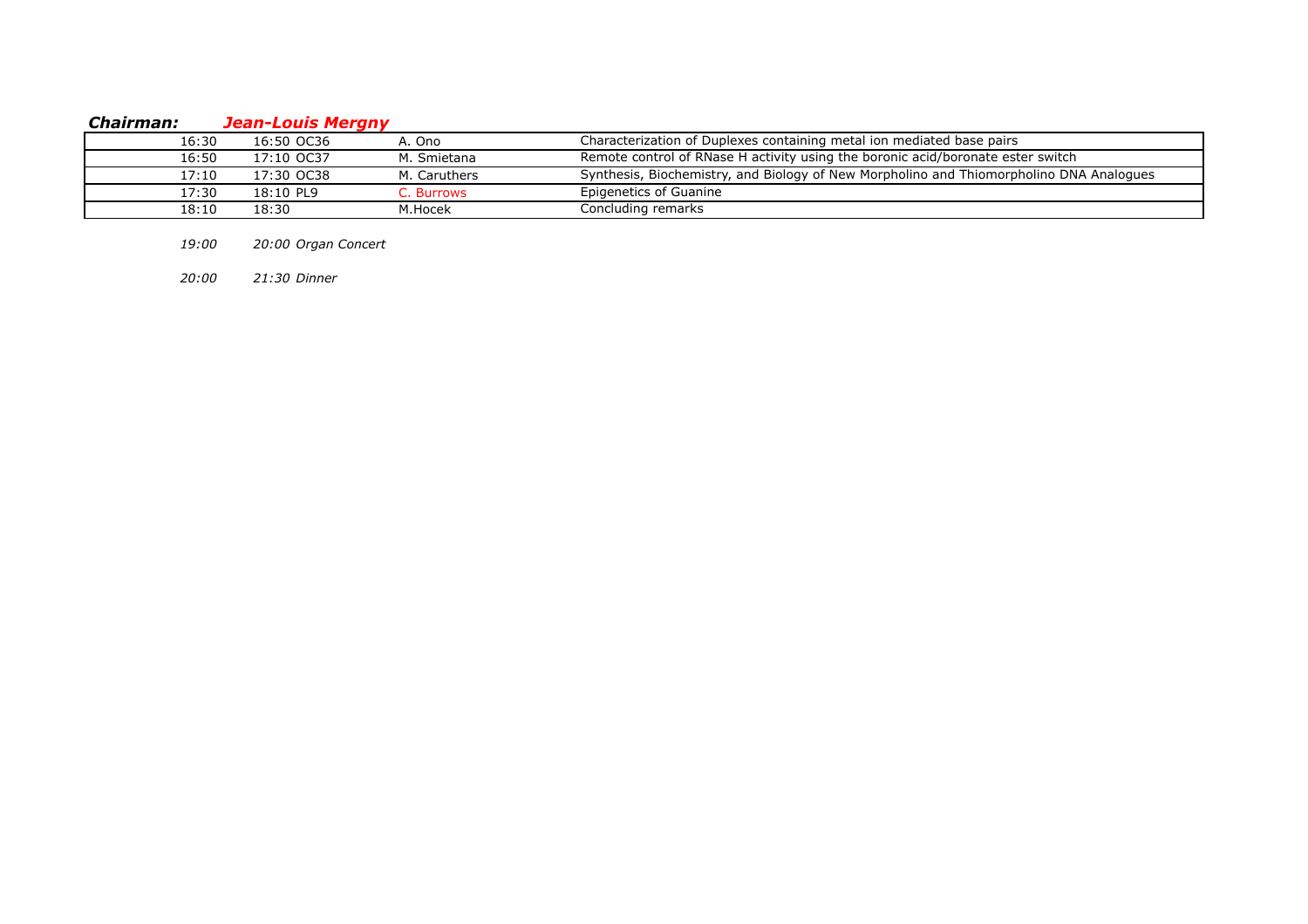***Chairman:*** ***Jean-Louis Mergny***

| | | | | |
|---|---|---|---|---|
| 16:30 | 16:50 | OC36 | A. Ono | Characterization of Duplexes containing metal ion mediated base pairs |
| 16:50 | 17:10 | OC37 | M. Smietana | Remote control of RNase H activity using the boronic acid/boronate ester switch |
| 17:10 | 17:30 | OC38 | M. Caruthers | Synthesis, Biochemistry, and Biology of New Morpholino and Thiomorpholino DNA Analogues |
| 17:30 | 18:10 | PL9 | C. Burrows | Epigenetics of Guanine |
| 18:10 | 18:30 | | M.Hocek | Concluding remarks |

*19:00 20:00 Organ Concert*

*20:00 21:30 Dinner*